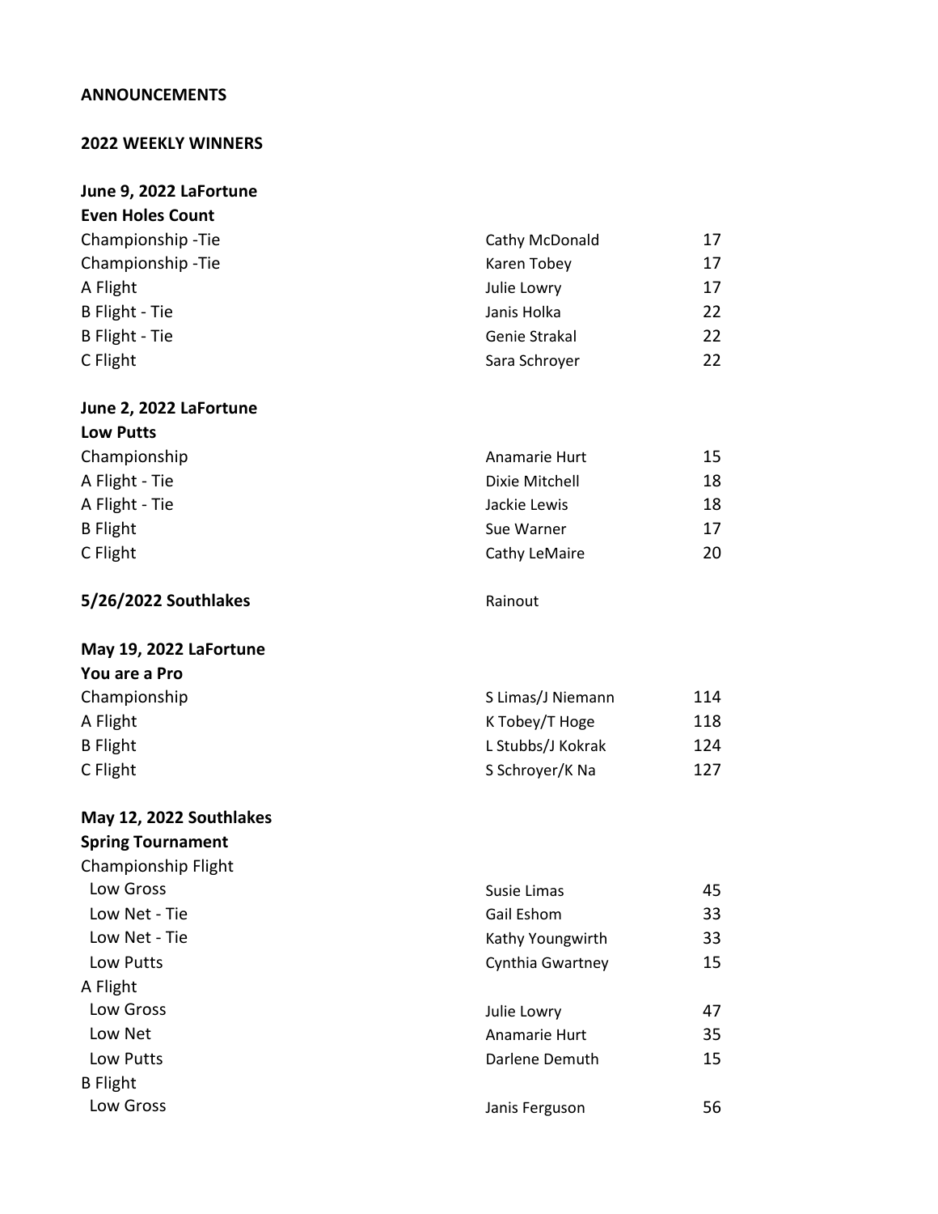**ANNOUNCEMENTS**

**2022 WEEKLY WINNERS**

**June 9, 2022 LaFortune**
**Even Holes Count**

| | | |
|---|---|---|
| Championship -Tie | Cathy McDonald | 17 |
| Championship -Tie | Karen Tobey | 17 |
| A Flight | Julie Lowry | 17 |
| B Flight - Tie | Janis Holka | 22 |
| B Flight - Tie | Genie Strakal | 22 |
| C Flight | Sara Schroyer | 22 |

**June 2, 2022 LaFortune**
**Low Putts**

| | | |
|---|---|---|
| Championship | Anamarie Hurt | 15 |
| A Flight - Tie | Dixie Mitchell | 18 |
| A Flight - Tie | Jackie Lewis | 18 |
| B Flight | Sue Warner | 17 |
| C Flight | Cathy LeMaire | 20 |

**5/26/2022 Southlakes** Rainout

**May 19, 2022 LaFortune**
**You are a Pro**

| | | |
|---|---|---|
| Championship | S Limas/J Niemann | 114 |
| A Flight | K Tobey/T Hoge | 118 |
| B Flight | L Stubbs/J Kokrak | 124 |
| C Flight | S Schroyer/K Na | 127 |

**May 12, 2022 Southlakes**
**Spring Tournament**

| | | |
|---|---|---|
| Championship Flight | | |
| Low Gross | Susie Limas | 45 |
| Low Net - Tie | Gail Eshom | 33 |
| Low Net - Tie | Kathy Youngwirth | 33 |
| Low Putts | Cynthia Gwartney | 15 |
| A Flight | | |
| Low Gross | Julie Lowry | 47 |
| Low Net | Anamarie Hurt | 35 |
| Low Putts | Darlene Demuth | 15 |
| B Flight | | |
| Low Gross | Janis Ferguson | 56 |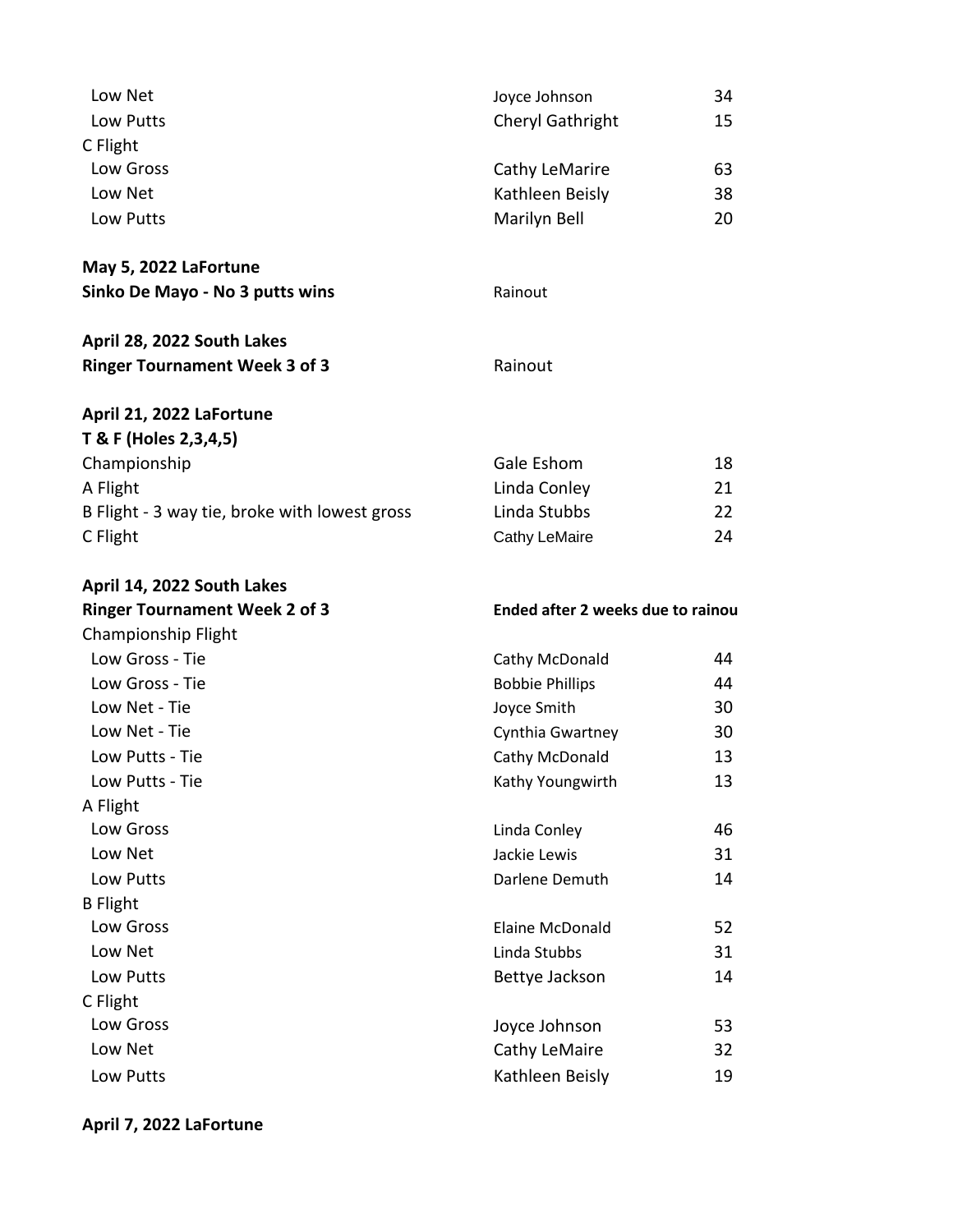| | | |
|---|---|---|
| Low Net | Joyce Johnson | 34 |
| Low Putts | Cheryl Gathright | 15 |
| C Flight | | |
| Low Gross | Cathy LeMarire | 63 |
| Low Net | Kathleen Beisly | 38 |
| Low Putts | Marilyn Bell | 20 |

**May 5, 2022 LaFortune**
**Sinko De Mayo - No 3 putts wins** — Rainout

**April 28, 2022 South Lakes**
**Ringer Tournament Week 3 of 3** — Rainout

**April 21, 2022 LaFortune**
**T & F (Holes 2,3,4,5)**

| | | |
|---|---|---|
| Championship | Gale Eshom | 18 |
| A Flight | Linda Conley | 21 |
| B Flight - 3 way tie, broke with lowest gross | Linda Stubbs | 22 |
| C Flight | Cathy LeMaire | 24 |

**April 14, 2022 South Lakes**
**Ringer Tournament Week 2 of 3** — **Ended after 2 weeks due to rainou**

| | | |
|---|---|---|
| Championship Flight | | |
| Low Gross - Tie | Cathy McDonald | 44 |
| Low Gross - Tie | Bobbie Phillips | 44 |
| Low Net - Tie | Joyce Smith | 30 |
| Low Net - Tie | Cynthia Gwartney | 30 |
| Low Putts - Tie | Cathy McDonald | 13 |
| Low Putts - Tie | Kathy Youngwirth | 13 |
| A Flight | | |
| Low Gross | Linda Conley | 46 |
| Low Net | Jackie Lewis | 31 |
| Low Putts | Darlene Demuth | 14 |
| B Flight | | |
| Low Gross | Elaine McDonald | 52 |
| Low Net | Linda Stubbs | 31 |
| Low Putts | Bettye Jackson | 14 |
| C Flight | | |
| Low Gross | Joyce Johnson | 53 |
| Low Net | Cathy LeMaire | 32 |
| Low Putts | Kathleen Beisly | 19 |

**April 7, 2022 LaFortune**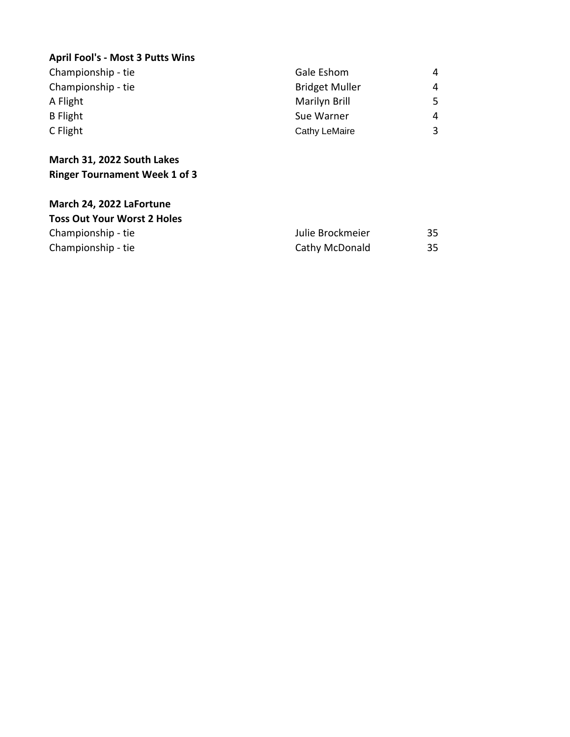**April Fool's - Most 3 Putts Wins**

| | | |
|---|---|---|
| Championship - tie | Gale Eshom | 4 |
| Championship - tie | Bridget Muller | 4 |
| A Flight | Marilyn Brill | 5 |
| B Flight | Sue Warner | 4 |
| C Flight | Cathy LeMaire | 3 |

**March 31, 2022 South Lakes**
**Ringer Tournament Week 1 of 3**

**March 24, 2022 LaFortune**
**Toss Out Your Worst 2 Holes**

| | | |
|---|---|---|
| Championship - tie | Julie Brockmeier | 35 |
| Championship - tie | Cathy McDonald | 35 |